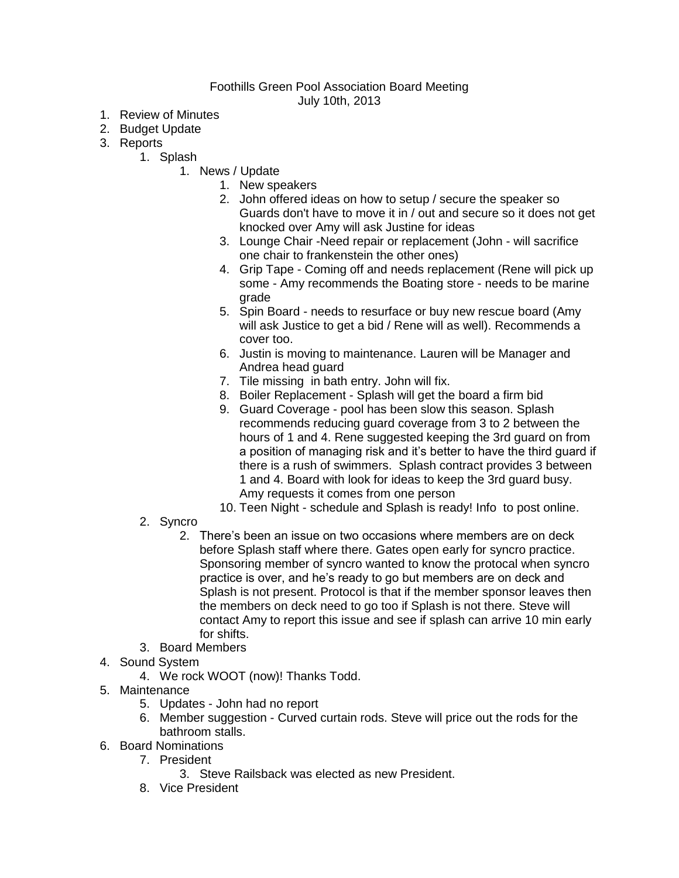Foothills Green Pool Association Board Meeting
July 10th, 2013

1. Review of Minutes
2. Budget Update
3. Reports
    1. Splash
        1. News / Update
            1. New speakers
            2. John offered ideas on how to setup / secure the speaker so Guards don't have to move it in / out and secure so it does not get knocked over Amy will ask Justine for ideas
            3. Lounge Chair -Need repair or replacement (John - will sacrifice one chair to frankenstein the other ones)
            4. Grip Tape - Coming off and needs replacement (Rene will pick up some - Amy recommends the Boating store - needs to be marine grade
            5. Spin Board - needs to resurface or buy new rescue board (Amy will ask Justice to get a bid / Rene will as well). Recommends a cover too.
            6. Justin is moving to maintenance. Lauren will be Manager and Andrea head guard
            7. Tile missing in bath entry. John will fix.
            8. Boiler Replacement - Splash will get the board a firm bid
            9. Guard Coverage - pool has been slow this season. Splash recommends reducing guard coverage from 3 to 2 between the hours of 1 and 4. Rene suggested keeping the 3rd guard on from a position of managing risk and it's better to have the third guard if there is a rush of swimmers. Splash contract provides 3 between 1 and 4. Board with look for ideas to keep the 3rd guard busy. Amy requests it comes from one person
            10. Teen Night - schedule and Splash is ready! Info to post online.
    2. Syncro
        2. There's been an issue on two occasions where members are on deck before Splash staff where there. Gates open early for syncro practice. Sponsoring member of syncro wanted to know the protocal when syncro practice is over, and he's ready to go but members are on deck and Splash is not present. Protocol is that if the member sponsor leaves then the members on deck need to go too if Splash is not there. Steve will contact Amy to report this issue and see if splash can arrive 10 min early for shifts.
    3. Board Members
4. Sound System
    4. We rock WOOT (now)! Thanks Todd.
5. Maintenance
    5. Updates - John had no report
    6. Member suggestion - Curved curtain rods. Steve will price out the rods for the bathroom stalls.
6. Board Nominations
    7. President
        3. Steve Railsback was elected as new President.
    8. Vice President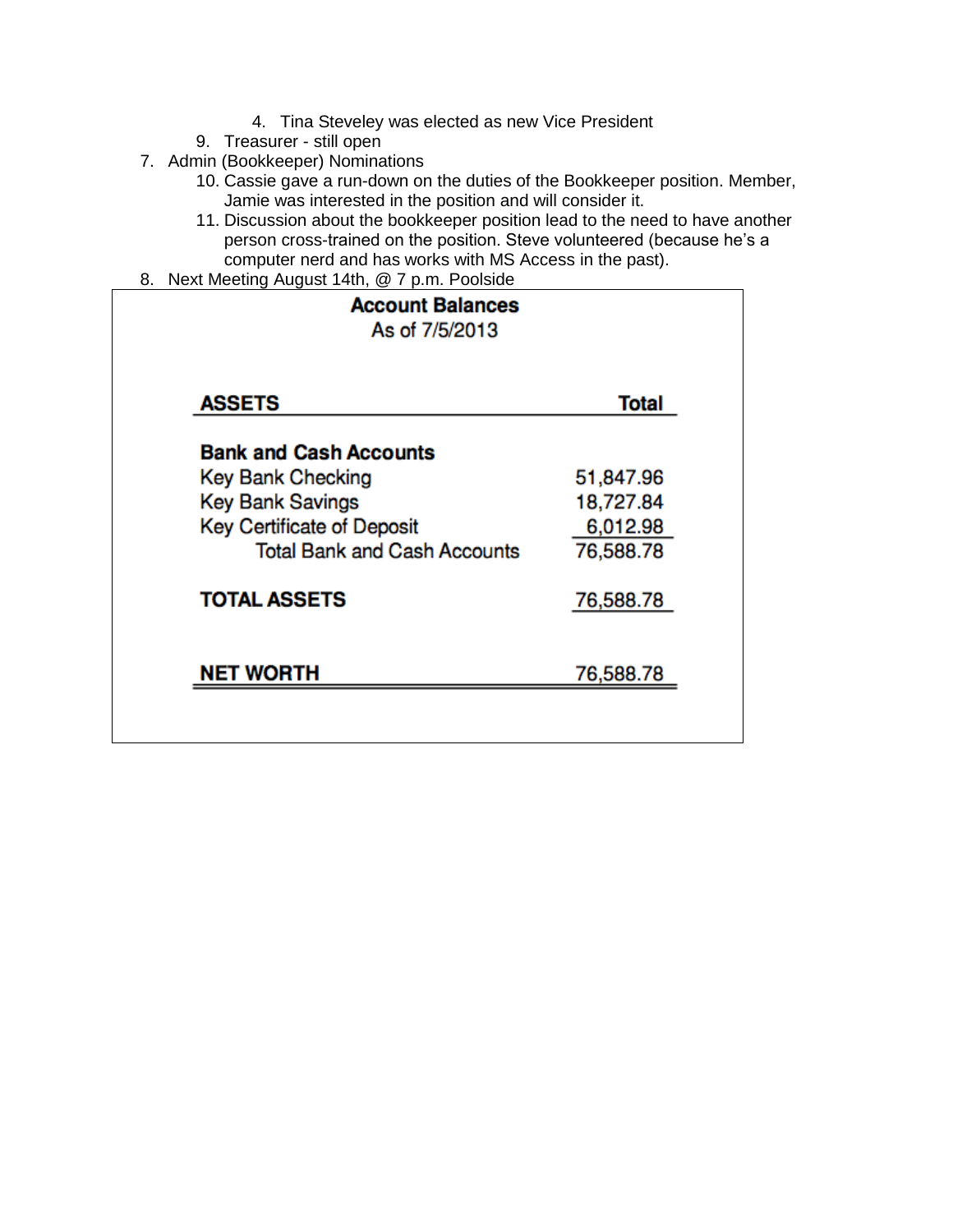4. Tina Steveley was elected as new Vice President

9. Treasurer - still open

7. Admin (Bookkeeper) Nominations

    10. Cassie gave a run-down on the duties of the Bookkeeper position. Member, Jamie was interested in the position and will consider it.
    11. Discussion about the bookkeeper position lead to the need to have another person cross-trained on the position. Steve volunteered (because he's a computer nerd and has works with MS Access in the past).

8. Next Meeting August 14th, @ 7 p.m. Poolside

**Account Balances**
As of 7/5/2013

| **ASSETS** | **Total** |
|---|---|
| **Bank and Cash Accounts** | |
| Key Bank Checking | 51,847.96 |
| Key Bank Savings | 18,727.84 |
| Key Certificate of Deposit | 6,012.98 |
| Total Bank and Cash Accounts | 76,588.78 |
| **TOTAL ASSETS** | 76,588.78 |
| **NET WORTH** | 76,588.78 |